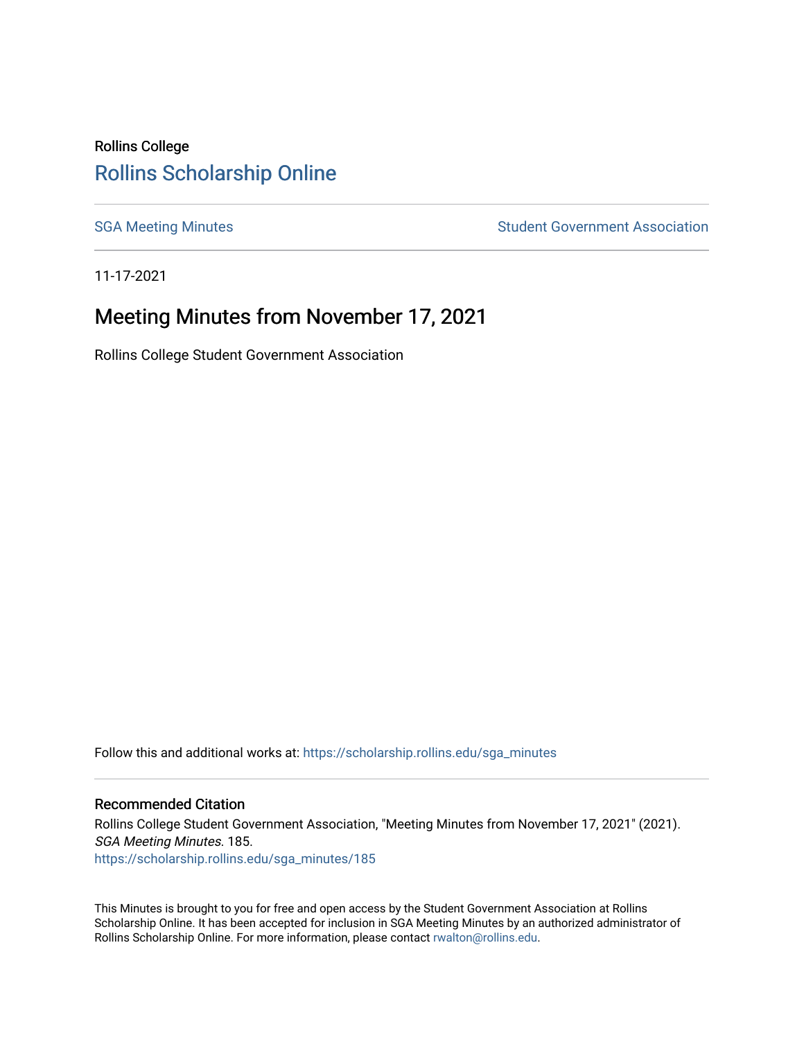Rollins College

# Rollins Scholarship Online

SGA Meeting Minutes

Student Government Association

11-17-2021

## Meeting Minutes from November 17, 2021

Rollins College Student Government Association

Follow this and additional works at: https://scholarship.rollins.edu/sga_minutes

### Recommended Citation

Rollins College Student Government Association, "Meeting Minutes from November 17, 2021" (2021). *SGA Meeting Minutes*. 185.
https://scholarship.rollins.edu/sga_minutes/185

This Minutes is brought to you for free and open access by the Student Government Association at Rollins Scholarship Online. It has been accepted for inclusion in SGA Meeting Minutes by an authorized administrator of Rollins Scholarship Online. For more information, please contact rwalton@rollins.edu.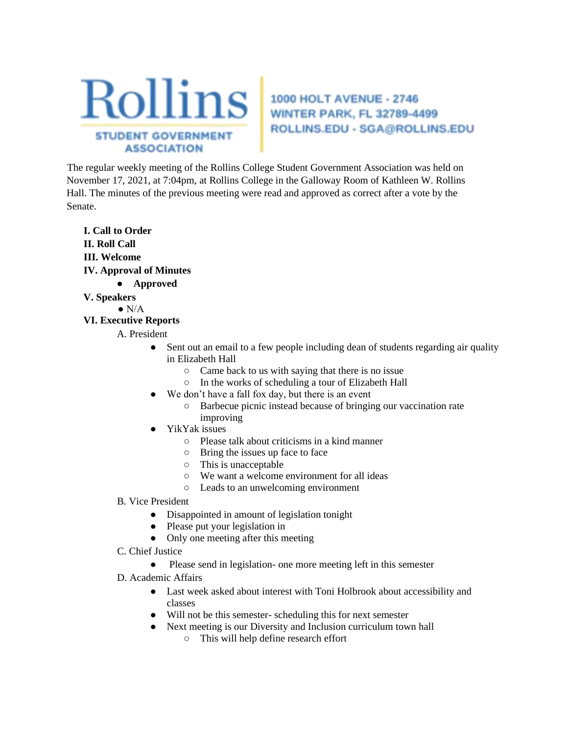**Rollins**

**STUDENT GOVERNMENT ASSOCIATION**

1000 HOLT AVENUE - 2746
WINTER PARK, FL 32789-4499
ROLLINS.EDU - SGA@ROLLINS.EDU

The regular weekly meeting of the Rollins College Student Government Association was held on November 17, 2021, at 7:04pm, at Rollins College in the Galloway Room of Kathleen W. Rollins Hall. The minutes of the previous meeting were read and approved as correct after a vote by the Senate.

**I. Call to Order**

**II. Roll Call**

**III. Welcome**

**IV. Approval of Minutes**

- **Approved**

**V. Speakers**

- N/A

**VI. Executive Reports**

A. President

- Sent out an email to a few people including dean of students regarding air quality in Elizabeth Hall
  - Came back to us with saying that there is no issue
  - In the works of scheduling a tour of Elizabeth Hall
- We don't have a fall fox day, but there is an event
  - Barbecue picnic instead because of bringing our vaccination rate improving
- YikYak issues
  - Please talk about criticisms in a kind manner
  - Bring the issues up face to face
  - This is unacceptable
  - We want a welcome environment for all ideas
  - Leads to an unwelcoming environment

B. Vice President

- Disappointed in amount of legislation tonight
- Please put your legislation in
- Only one meeting after this meeting

C. Chief Justice

- Please send in legislation- one more meeting left in this semester

D. Academic Affairs

- Last week asked about interest with Toni Holbrook about accessibility and classes
- Will not be this semester- scheduling this for next semester
- Next meeting is our Diversity and Inclusion curriculum town hall
  - This will help define research effort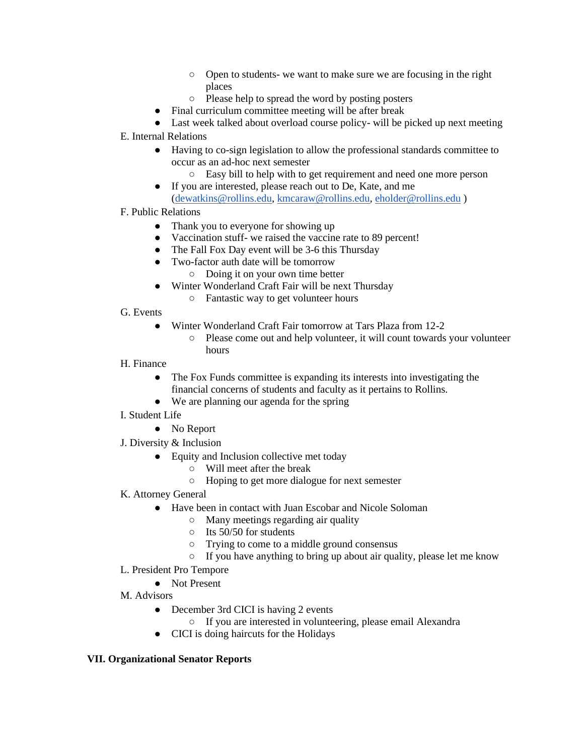- Open to students- we want to make sure we are focusing in the right places
    - Please help to spread the word by posting posters
  - Final curriculum committee meeting will be after break
  - Last week talked about overload course policy- will be picked up next meeting

E. Internal Relations

  - Having to co-sign legislation to allow the professional standards committee to occur as an ad-hoc next semester
    - Easy bill to help with to get requirement and need one more person
  - If you are interested, please reach out to De, Kate, and me (dewatkins@rollins.edu, kmcaraw@rollins.edu, eholder@rollins.edu )

F. Public Relations

  - Thank you to everyone for showing up
  - Vaccination stuff- we raised the vaccine rate to 89 percent!
  - The Fall Fox Day event will be 3-6 this Thursday
  - Two-factor auth date will be tomorrow
    - Doing it on your own time better
  - Winter Wonderland Craft Fair will be next Thursday
    - Fantastic way to get volunteer hours

G. Events

  - Winter Wonderland Craft Fair tomorrow at Tars Plaza from 12-2
    - Please come out and help volunteer, it will count towards your volunteer hours

H. Finance

  - The Fox Funds committee is expanding its interests into investigating the financial concerns of students and faculty as it pertains to Rollins.
  - We are planning our agenda for the spring

I. Student Life

  - No Report

J. Diversity & Inclusion

  - Equity and Inclusion collective met today
    - Will meet after the break
    - Hoping to get more dialogue for next semester

K. Attorney General

  - Have been in contact with Juan Escobar and Nicole Soloman
    - Many meetings regarding air quality
    - Its 50/50 for students
    - Trying to come to a middle ground consensus
    - If you have anything to bring up about air quality, please let me know

L. President Pro Tempore

  - Not Present

M. Advisors

  - December 3rd CICI is having 2 events
    - If you are interested in volunteering, please email Alexandra
  - CICI is doing haircuts for the Holidays

**VII. Organizational Senator Reports**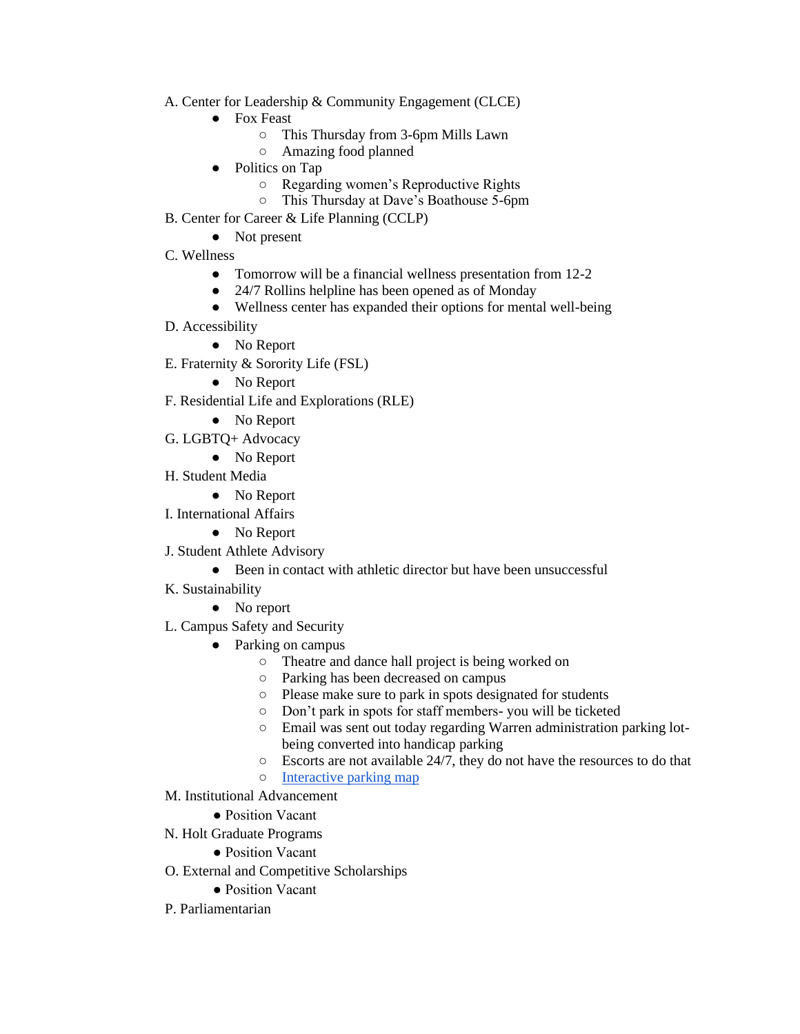A. Center for Leadership & Community Engagement (CLCE)

- Fox Feast
  - This Thursday from 3-6pm Mills Lawn
  - Amazing food planned
- Politics on Tap
  - Regarding women's Reproductive Rights
  - This Thursday at Dave's Boathouse 5-6pm

B. Center for Career & Life Planning (CCLP)

- Not present

C. Wellness

- Tomorrow will be a financial wellness presentation from 12-2
- 24/7 Rollins helpline has been opened as of Monday
- Wellness center has expanded their options for mental well-being

D. Accessibility

- No Report

E. Fraternity & Sorority Life (FSL)

- No Report

F. Residential Life and Explorations (RLE)

- No Report

G. LGBTQ+ Advocacy

- No Report

H. Student Media

- No Report

I. International Affairs

- No Report

J. Student Athlete Advisory

- Been in contact with athletic director but have been unsuccessful

K. Sustainability

- No report

L. Campus Safety and Security

- Parking on campus
  - Theatre and dance hall project is being worked on
  - Parking has been decreased on campus
  - Please make sure to park in spots designated for students
  - Don't park in spots for staff members- you will be ticketed
  - Email was sent out today regarding Warren administration parking lot- being converted into handicap parking
  - Escorts are not available 24/7, they do not have the resources to do that
  - Interactive parking map

M. Institutional Advancement

- Position Vacant

N. Holt Graduate Programs

- Position Vacant

O. External and Competitive Scholarships

- Position Vacant

P. Parliamentarian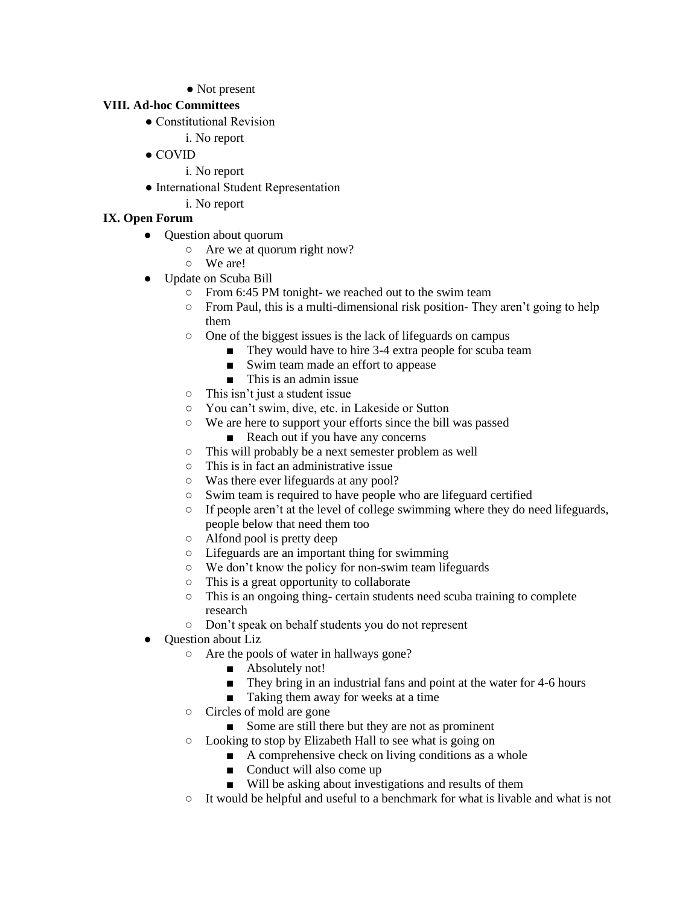- Not present

**VIII. Ad-hoc Committees**

- Constitutional Revision
  - i. No report
- COVID
  - i. No report
- International Student Representation
  - i. No report

**IX. Open Forum**

- Question about quorum
  - Are we at quorum right now?
  - We are!
- Update on Scuba Bill
  - From 6:45 PM tonight- we reached out to the swim team
  - From Paul, this is a multi-dimensional risk position- They aren't going to help them
  - One of the biggest issues is the lack of lifeguards on campus
    - They would have to hire 3-4 extra people for scuba team
    - Swim team made an effort to appease
    - This is an admin issue
  - This isn't just a student issue
  - You can't swim, dive, etc. in Lakeside or Sutton
  - We are here to support your efforts since the bill was passed
    - Reach out if you have any concerns
  - This will probably be a next semester problem as well
  - This is in fact an administrative issue
  - Was there ever lifeguards at any pool?
  - Swim team is required to have people who are lifeguard certified
  - If people aren't at the level of college swimming where they do need lifeguards, people below that need them too
  - Alfond pool is pretty deep
  - Lifeguards are an important thing for swimming
  - We don't know the policy for non-swim team lifeguards
  - This is a great opportunity to collaborate
  - This is an ongoing thing- certain students need scuba training to complete research
  - Don't speak on behalf students you do not represent
- Question about Liz
  - Are the pools of water in hallways gone?
    - Absolutely not!
    - They bring in an industrial fans and point at the water for 4-6 hours
    - Taking them away for weeks at a time
  - Circles of mold are gone
    - Some are still there but they are not as prominent
  - Looking to stop by Elizabeth Hall to see what is going on
    - A comprehensive check on living conditions as a whole
    - Conduct will also come up
    - Will be asking about investigations and results of them
  - It would be helpful and useful to a benchmark for what is livable and what is not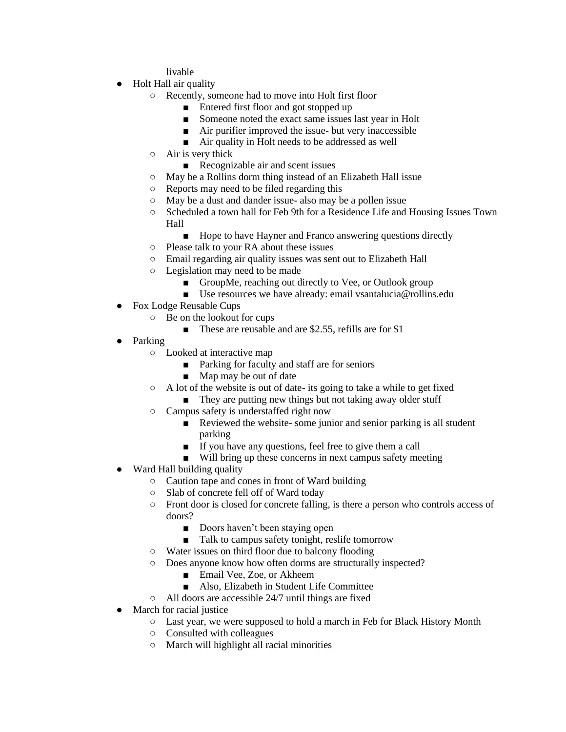livable

- Holt Hall air quality
    - Recently, someone had to move into Holt first floor
        - Entered first floor and got stopped up
        - Someone noted the exact same issues last year in Holt
        - Air purifier improved the issue- but very inaccessible
        - Air quality in Holt needs to be addressed as well
    - Air is very thick
        - Recognizable air and scent issues
    - May be a Rollins dorm thing instead of an Elizabeth Hall issue
    - Reports may need to be filed regarding this
    - May be a dust and dander issue- also may be a pollen issue
    - Scheduled a town hall for Feb 9th for a Residence Life and Housing Issues Town Hall
        - Hope to have Hayner and Franco answering questions directly
    - Please talk to your RA about these issues
    - Email regarding air quality issues was sent out to Elizabeth Hall
    - Legislation may need to be made
        - GroupMe, reaching out directly to Vee, or Outlook group
        - Use resources we have already: email vsantalucia@rollins.edu
- Fox Lodge Reusable Cups
    - Be on the lookout for cups
        - These are reusable and are $2.55, refills are for $1
- Parking
    - Looked at interactive map
        - Parking for faculty and staff are for seniors
        - Map may be out of date
    - A lot of the website is out of date- its going to take a while to get fixed
        - They are putting new things but not taking away older stuff
    - Campus safety is understaffed right now
        - Reviewed the website- some junior and senior parking is all student parking
        - If you have any questions, feel free to give them a call
        - Will bring up these concerns in next campus safety meeting
- Ward Hall building quality
    - Caution tape and cones in front of Ward building
    - Slab of concrete fell off of Ward today
    - Front door is closed for concrete falling, is there a person who controls access of doors?
        - Doors haven't been staying open
        - Talk to campus safety tonight, reslife tomorrow
    - Water issues on third floor due to balcony flooding
    - Does anyone know how often dorms are structurally inspected?
        - Email Vee, Zoe, or Akheem
        - Also, Elizabeth in Student Life Committee
    - All doors are accessible 24/7 until things are fixed
- March for racial justice
    - Last year, we were supposed to hold a march in Feb for Black History Month
    - Consulted with colleagues
    - March will highlight all racial minorities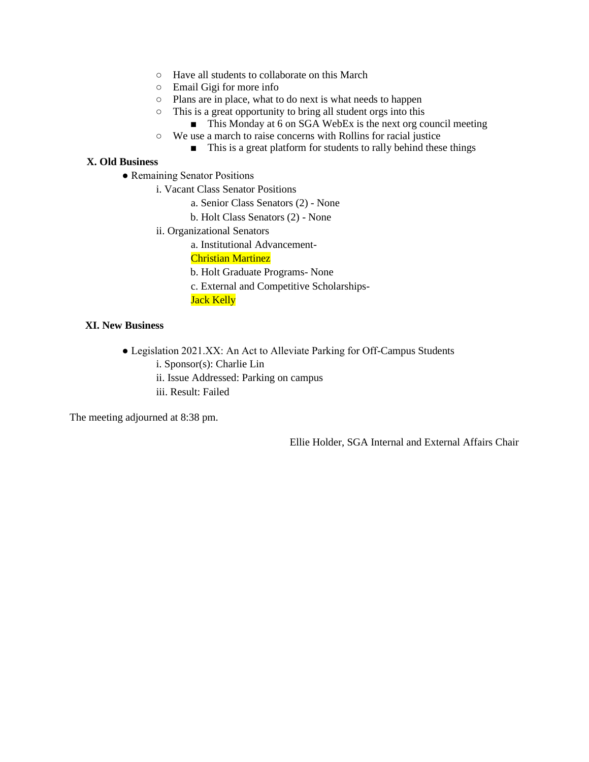- Have all students to collaborate on this March
- Email Gigi for more info
- Plans are in place, what to do next is what needs to happen
- This is a great opportunity to bring all student orgs into this
  - This Monday at 6 on SGA WebEx is the next org council meeting
- We use a march to raise concerns with Rollins for racial justice
  - This is a great platform for students to rally behind these things

**X. Old Business**

- Remaining Senator Positions
  - i. Vacant Class Senator Positions
    - a. Senior Class Senators (2) - None
    - b. Holt Class Senators (2) - None
  - ii. Organizational Senators
    - a. Institutional Advancement- Christian Martinez
    - b. Holt Graduate Programs- None
    - c. External and Competitive Scholarships- Jack Kelly

**XI. New Business**

- Legislation 2021.XX: An Act to Alleviate Parking for Off-Campus Students
  - i. Sponsor(s): Charlie Lin
  - ii. Issue Addressed: Parking on campus
  - iii. Result: Failed

The meeting adjourned at 8:38 pm.

Ellie Holder, SGA Internal and External Affairs Chair